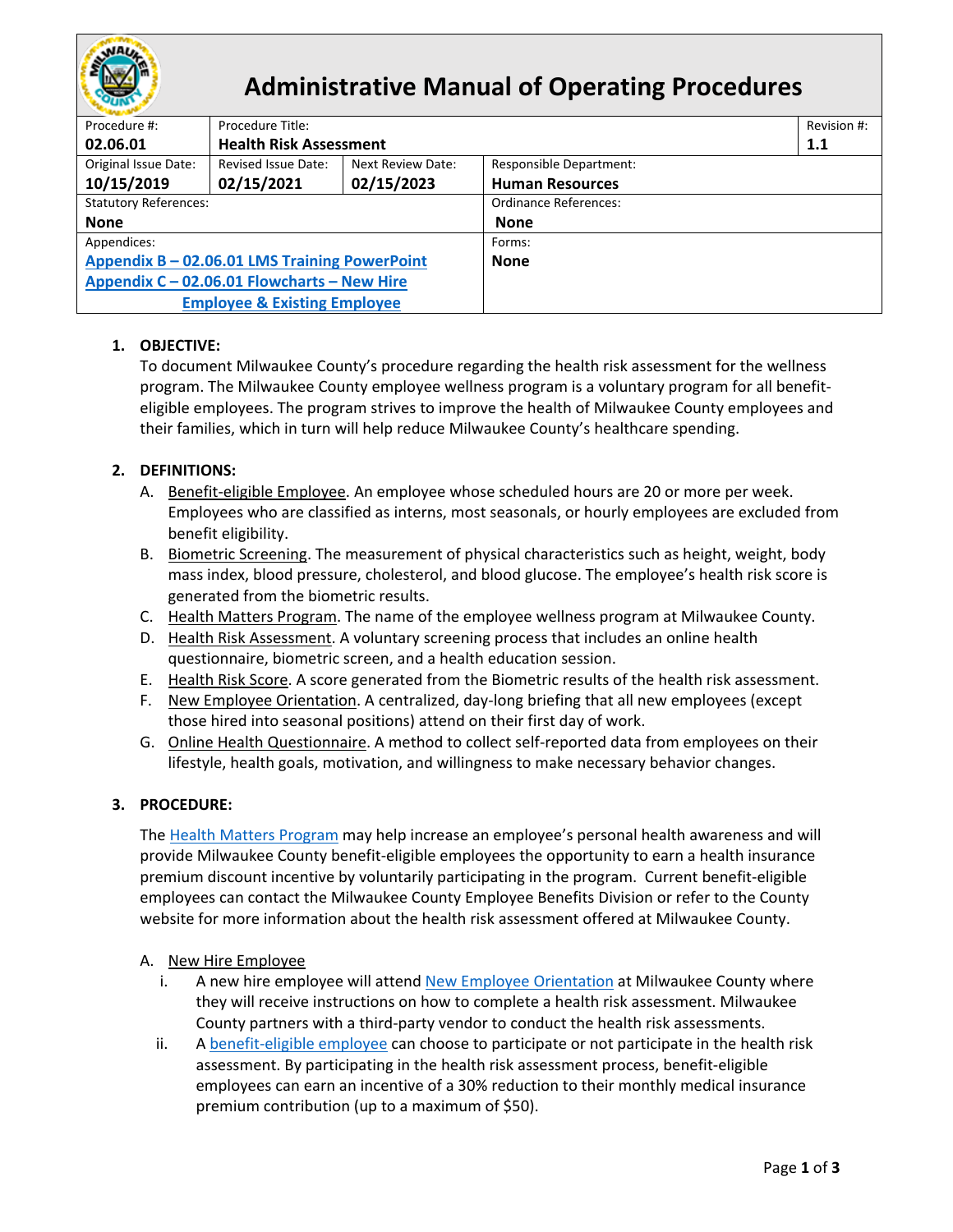# Administrative Manual of Operating Procedures

| Procedure #: | Procedure Title: | | | Revision #: |
|---|---|---|---|---|
| **02.06.01** | **Health Risk Assessment** | | | **1.1** |
| Original Issue Date: **10/15/2019** | Revised Issue Date: **02/15/2021** | Next Review Date: **02/15/2023** | Responsible Department: **Human Resources** | |
| Statutory References: **None** | | | Ordinance References: **None** | |
| Appendices: **Appendix B – 02.06.01 LMS Training PowerPoint**; **Appendix C – 02.06.01 Flowcharts – New Hire Employee & Existing Employee** | | | Forms: **None** | |

1. **OBJECTIVE:**
   To document Milwaukee County's procedure regarding the health risk assessment for the wellness program. The Milwaukee County employee wellness program is a voluntary program for all benefit-eligible employees. The program strives to improve the health of Milwaukee County employees and their families, which in turn will help reduce Milwaukee County's healthcare spending.

2. **DEFINITIONS:**
   A. Benefit-eligible Employee. An employee whose scheduled hours are 20 or more per week. Employees who are classified as interns, most seasonals, or hourly employees are excluded from benefit eligibility.
   B. Biometric Screening. The measurement of physical characteristics such as height, weight, body mass index, blood pressure, cholesterol, and blood glucose. The employee's health risk score is generated from the biometric results.
   C. Health Matters Program. The name of the employee wellness program at Milwaukee County.
   D. Health Risk Assessment. A voluntary screening process that includes an online health questionnaire, biometric screen, and a health education session.
   E. Health Risk Score. A score generated from the Biometric results of the health risk assessment.
   F. New Employee Orientation. A centralized, day-long briefing that all new employees (except those hired into seasonal positions) attend on their first day of work.
   G. Online Health Questionnaire. A method to collect self-reported data from employees on their lifestyle, health goals, motivation, and willingness to make necessary behavior changes.

3. **PROCEDURE:**

   The Health Matters Program may help increase an employee's personal health awareness and will provide Milwaukee County benefit-eligible employees the opportunity to earn a health insurance premium discount incentive by voluntarily participating in the program. Current benefit-eligible employees can contact the Milwaukee County Employee Benefits Division or refer to the County website for more information about the health risk assessment offered at Milwaukee County.

   A. New Hire Employee
      i. A new hire employee will attend New Employee Orientation at Milwaukee County where they will receive instructions on how to complete a health risk assessment. Milwaukee County partners with a third-party vendor to conduct the health risk assessments.
      ii. A benefit-eligible employee can choose to participate or not participate in the health risk assessment. By participating in the health risk assessment process, benefit-eligible employees can earn an incentive of a 30% reduction to their monthly medical insurance premium contribution (up to a maximum of $50).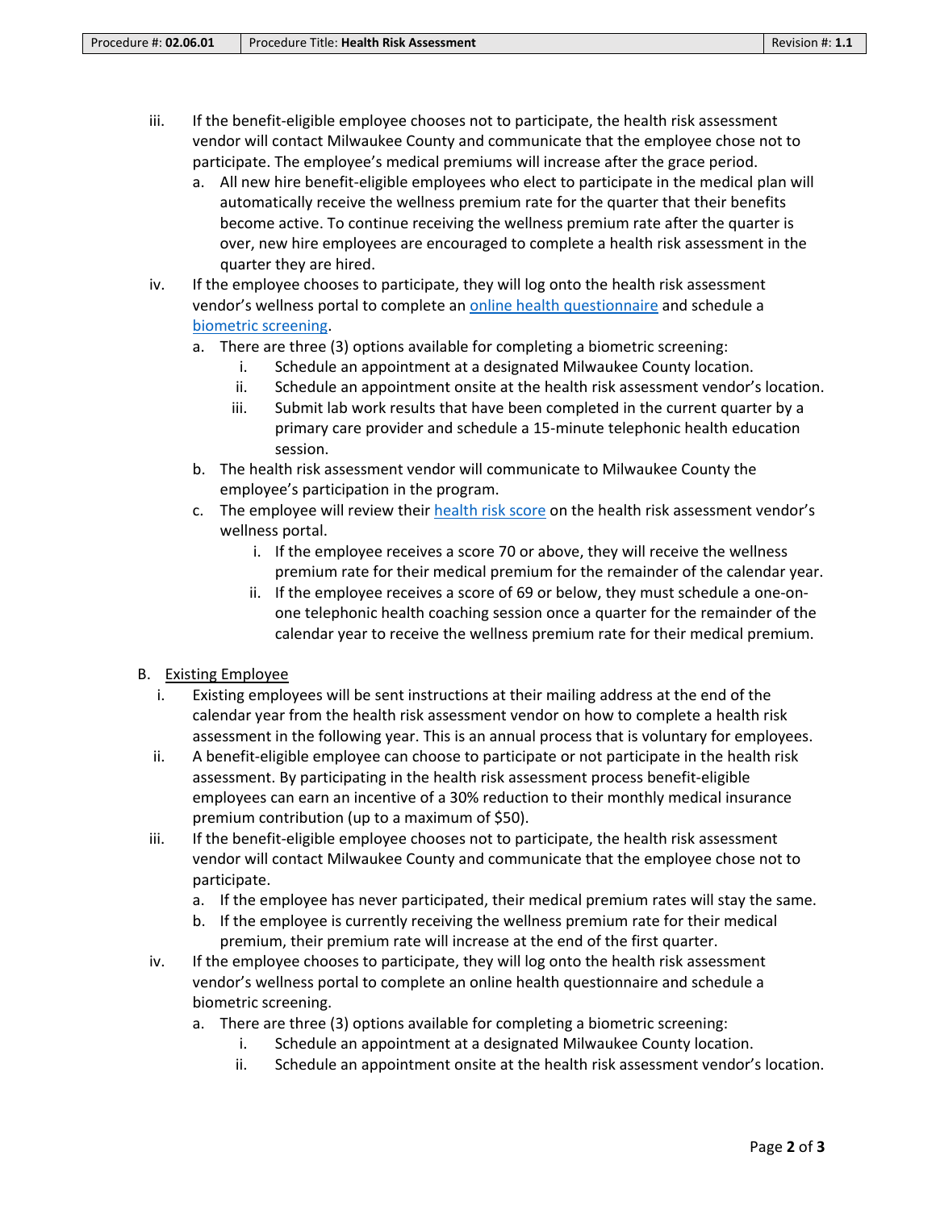iii. If the benefit-eligible employee chooses not to participate, the health risk assessment vendor will contact Milwaukee County and communicate that the employee chose not to participate. The employee's medical premiums will increase after the grace period.
   a. All new hire benefit-eligible employees who elect to participate in the medical plan will automatically receive the wellness premium rate for the quarter that their benefits become active. To continue receiving the wellness premium rate after the quarter is over, new hire employees are encouraged to complete a health risk assessment in the quarter they are hired.

iv. If the employee chooses to participate, they will log onto the health risk assessment vendor's wellness portal to complete an online health questionnaire and schedule a biometric screening.
   a. There are three (3) options available for completing a biometric screening:
      i. Schedule an appointment at a designated Milwaukee County location.
      ii. Schedule an appointment onsite at the health risk assessment vendor's location.
      iii. Submit lab work results that have been completed in the current quarter by a primary care provider and schedule a 15-minute telephonic health education session.
   b. The health risk assessment vendor will communicate to Milwaukee County the employee's participation in the program.
   c. The employee will review their health risk score on the health risk assessment vendor's wellness portal.
      i. If the employee receives a score 70 or above, they will receive the wellness premium rate for their medical premium for the remainder of the calendar year.
      ii. If the employee receives a score of 69 or below, they must schedule a one-on-one telephonic health coaching session once a quarter for the remainder of the calendar year to receive the wellness premium rate for their medical premium.

B. <u>Existing Employee</u>

i. Existing employees will be sent instructions at their mailing address at the end of the calendar year from the health risk assessment vendor on how to complete a health risk assessment in the following year. This is an annual process that is voluntary for employees.

ii. A benefit-eligible employee can choose to participate or not participate in the health risk assessment. By participating in the health risk assessment process benefit-eligible employees can earn an incentive of a 30% reduction to their monthly medical insurance premium contribution (up to a maximum of $50).

iii. If the benefit-eligible employee chooses not to participate, the health risk assessment vendor will contact Milwaukee County and communicate that the employee chose not to participate.
   a. If the employee has never participated, their medical premium rates will stay the same.
   b. If the employee is currently receiving the wellness premium rate for their medical premium, their premium rate will increase at the end of the first quarter.

iv. If the employee chooses to participate, they will log onto the health risk assessment vendor's wellness portal to complete an online health questionnaire and schedule a biometric screening.
   a. There are three (3) options available for completing a biometric screening:
      i. Schedule an appointment at a designated Milwaukee County location.
      ii. Schedule an appointment onsite at the health risk assessment vendor's location.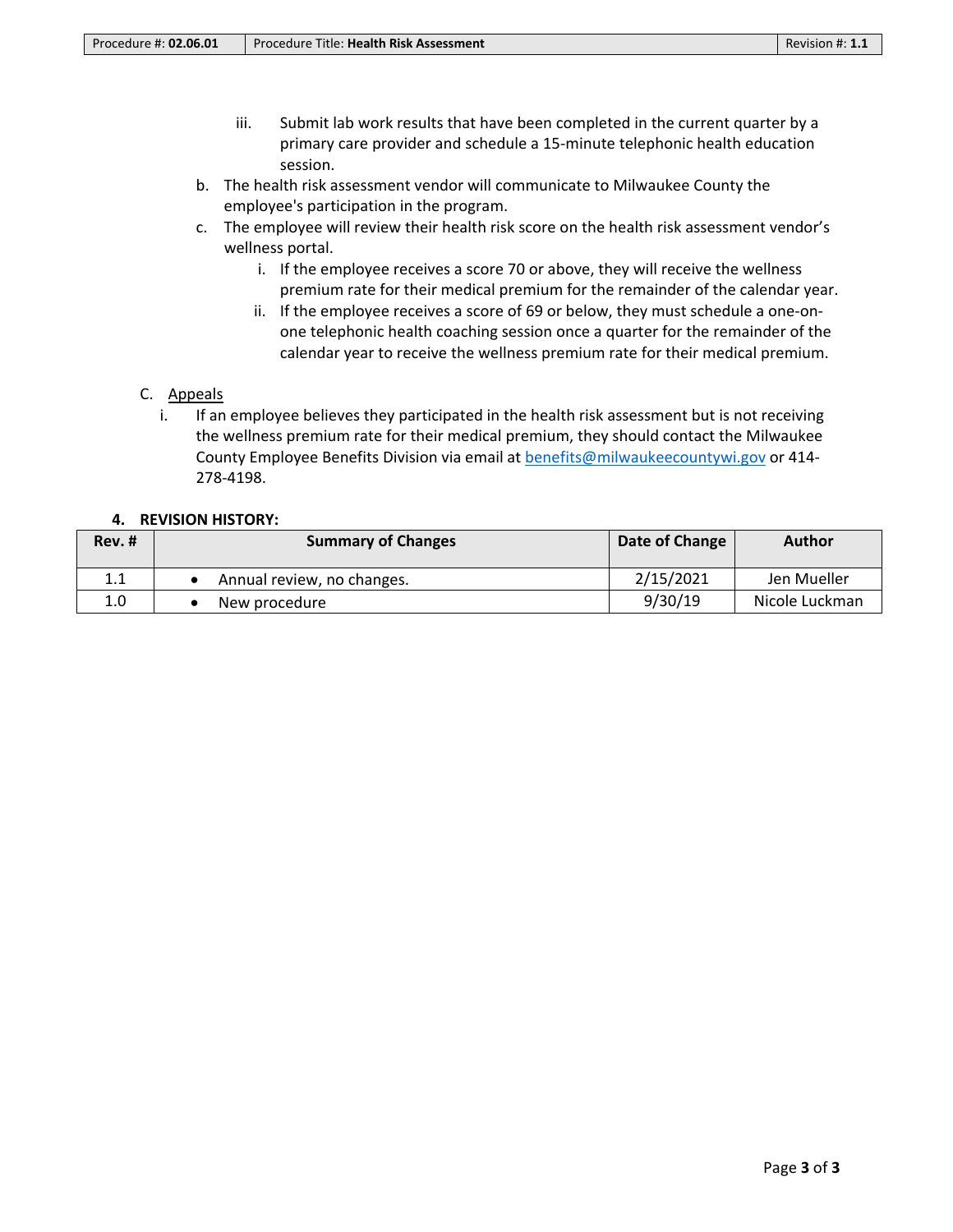iii. Submit lab work results that have been completed in the current quarter by a primary care provider and schedule a 15-minute telephonic health education session.

b. The health risk assessment vendor will communicate to Milwaukee County the employee's participation in the program.

c. The employee will review their health risk score on the health risk assessment vendor's wellness portal.

   i. If the employee receives a score 70 or above, they will receive the wellness premium rate for their medical premium for the remainder of the calendar year.

   ii. If the employee receives a score of 69 or below, they must schedule a one-on-one telephonic health coaching session once a quarter for the remainder of the calendar year to receive the wellness premium rate for their medical premium.

C. Appeals

   i. If an employee believes they participated in the health risk assessment but is not receiving the wellness premium rate for their medical premium, they should contact the Milwaukee County Employee Benefits Division via email at benefits@milwaukeecountywi.gov or 414-278-4198.

### 4. REVISION HISTORY:

| Rev. # | Summary of Changes | Date of Change | Author |
|---|---|---|---|
| 1.1 | • Annual review, no changes. | 2/15/2021 | Jen Mueller |
| 1.0 | • New procedure | 9/30/19 | Nicole Luckman |